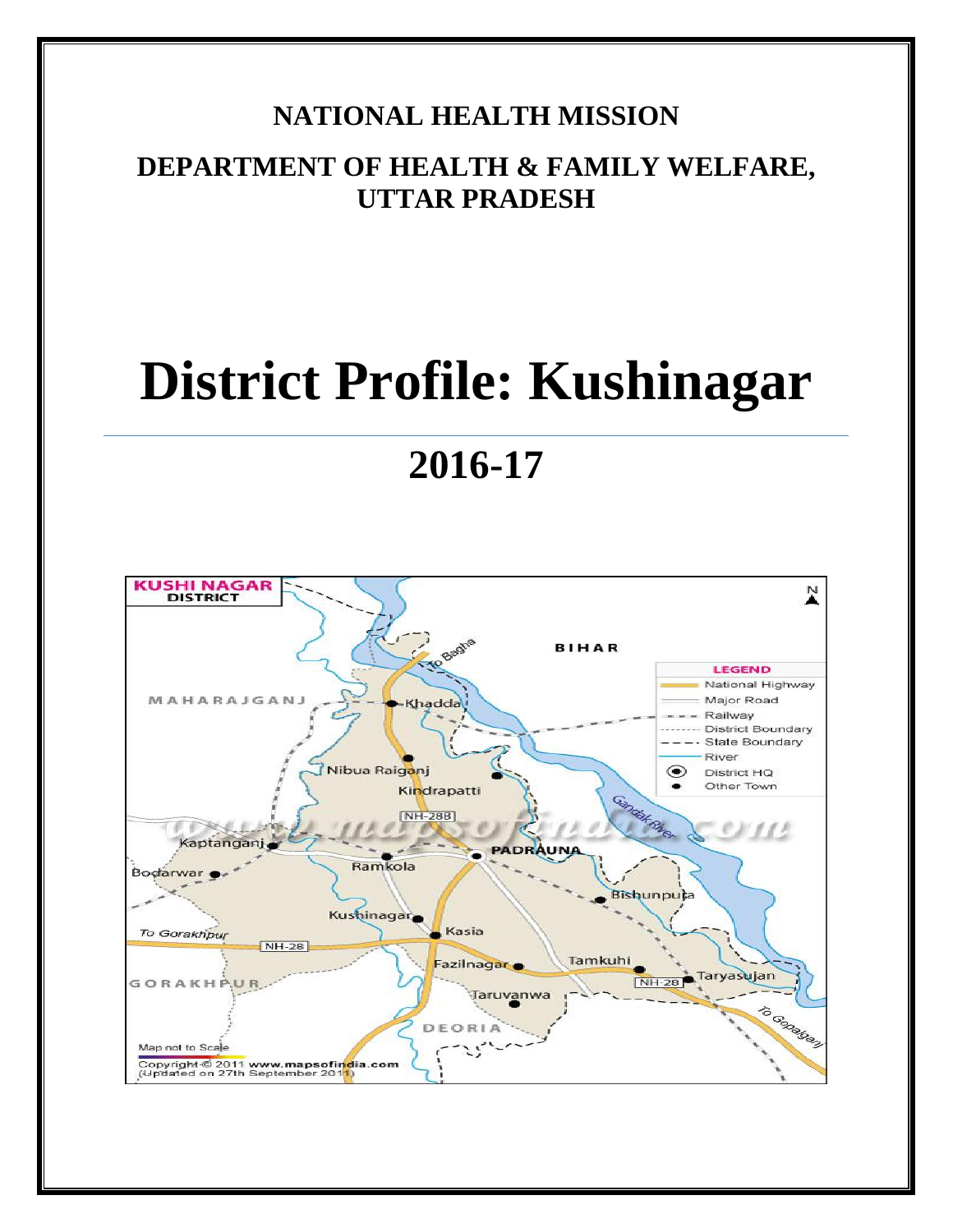**NATIONAL HEALTH MISSION**

**DEPARTMENT OF HEALTH & FAMILY WELFARE, UTTAR PRADESH**

# District Profile: Kushinagar

## 2016-17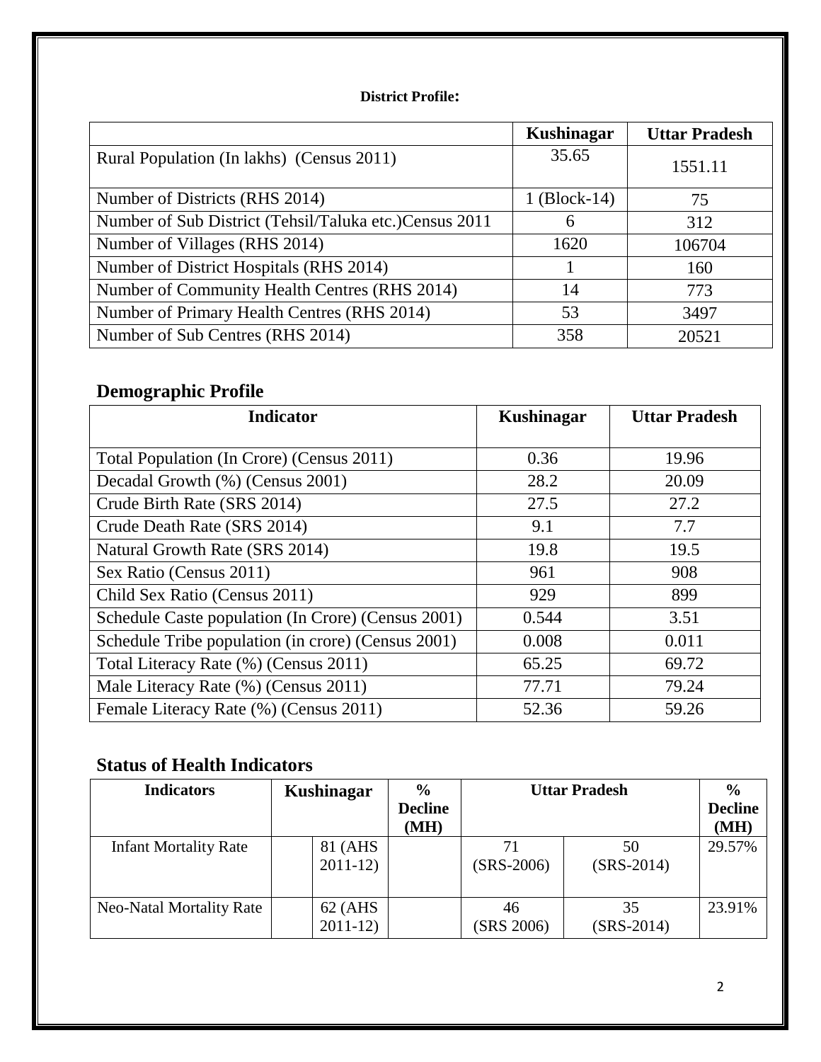**District Profile:**

| | Kushinagar | Uttar Pradesh |
|---|---|---|
| Rural Population (In lakhs) (Census 2011) | 35.65 | 1551.11 |
| Number of Districts (RHS 2014) | 1 (Block-14) | 75 |
| Number of Sub District (Tehsil/Taluka etc.)Census 2011 | 6 | 312 |
| Number of Villages (RHS 2014) | 1620 | 106704 |
| Number of District Hospitals (RHS 2014) | 1 | 160 |
| Number of Community Health Centres (RHS 2014) | 14 | 773 |
| Number of Primary Health Centres (RHS 2014) | 53 | 3497 |
| Number of Sub Centres (RHS 2014) | 358 | 20521 |

## Demographic Profile

| Indicator | Kushinagar | Uttar Pradesh |
|---|---|---|
| Total Population (In Crore) (Census 2011) | 0.36 | 19.96 |
| Decadal Growth (%) (Census 2001) | 28.2 | 20.09 |
| Crude Birth Rate (SRS 2014) | 27.5 | 27.2 |
| Crude Death Rate (SRS 2014) | 9.1 | 7.7 |
| Natural Growth Rate (SRS 2014) | 19.8 | 19.5 |
| Sex Ratio (Census 2011) | 961 | 908 |
| Child Sex Ratio (Census 2011) | 929 | 899 |
| Schedule Caste population (In Crore) (Census 2001) | 0.544 | 3.51 |
| Schedule Tribe population (in crore) (Census 2001) | 0.008 | 0.011 |
| Total Literacy Rate (%) (Census 2011) | 65.25 | 69.72 |
| Male Literacy Rate (%) (Census 2011) | 77.71 | 79.24 |
| Female Literacy Rate (%) (Census 2011) | 52.36 | 59.26 |

## Status of Health Indicators

| Indicators | Kushinagar | | % Decline (MH) | Uttar Pradesh | | % Decline (MH) |
|---|---|---|---|---|---|---|
| Infant Mortality Rate | | 81 (AHS 2011-12) | | 71 (SRS-2006) | 50 (SRS-2014) | 29.57% |
| Neo-Natal Mortality Rate | | 62 (AHS 2011-12) | | 46 (SRS 2006) | 35 (SRS-2014) | 23.91% |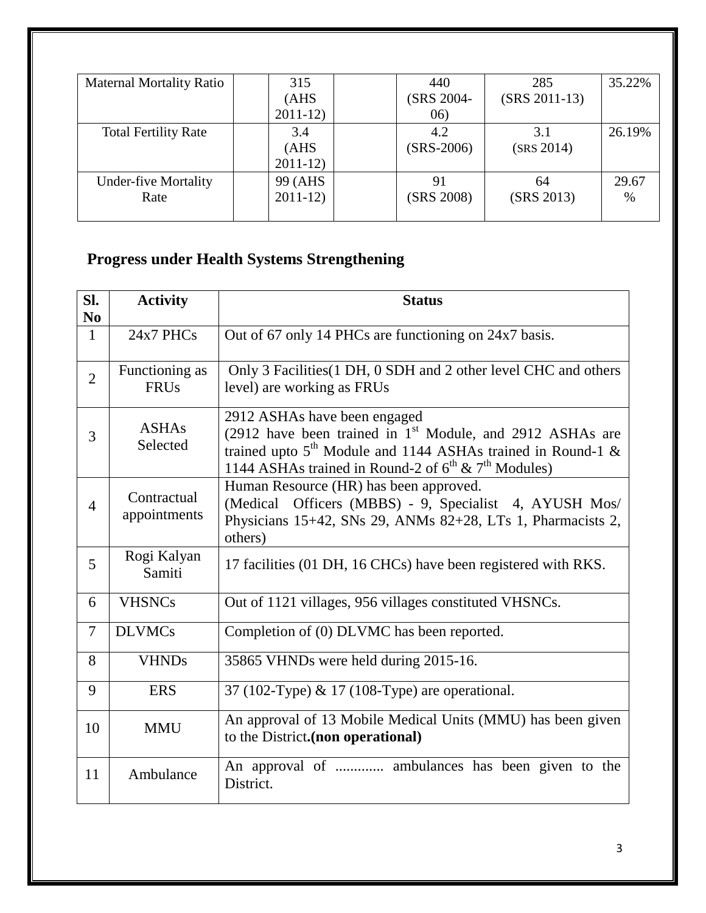| Maternal Mortality Ratio | | 315 (AHS 2011-12) | | 440 (SRS 2004-06) | 285 (SRS 2011-13) | 35.22% |
|---|---|---|---|---|---|---|
| Total Fertility Rate | | 3.4 (AHS 2011-12) | | 4.2 (SRS-2006) | 3.1 (SRS 2014) | 26.19% |
| Under-five Mortality Rate | | 99 (AHS 2011-12) | | 91 (SRS 2008) | 64 (SRS 2013) | 29.67 % |

## Progress under Health Systems Strengthening

| Sl. No | Activity | Status |
|---|---|---|
| 1 | 24x7 PHCs | Out of 67 only 14 PHCs are functioning on 24x7 basis. |
| 2 | Functioning as FRUs | Only 3 Facilities(1 DH, 0 SDH and 2 other level CHC and others level) are working as FRUs |
| 3 | ASHAs Selected | 2912 ASHAs have been engaged (2912 have been trained in 1st Module, and 2912 ASHAs are trained upto 5th Module and 1144 ASHAs trained in Round-1 & 1144 ASHAs trained in Round-2 of 6th & 7th Modules) |
| 4 | Contractual appointments | Human Resource (HR) has been approved. (Medical Officers (MBBS) - 9, Specialist 4, AYUSH Mos/ Physicians 15+42, SNs 29, ANMs 82+28, LTs 1, Pharmacists 2, others) |
| 5 | Rogi Kalyan Samiti | 17 facilities (01 DH, 16 CHCs) have been registered with RKS. |
| 6 | VHSNCs | Out of 1121 villages, 956 villages constituted VHSNCs. |
| 7 | DLVMCs | Completion of (0) DLVMC has been reported. |
| 8 | VHNDs | 35865 VHNDs were held during 2015-16. |
| 9 | ERS | 37 (102-Type) & 17 (108-Type) are operational. |
| 10 | MMU | An approval of 13 Mobile Medical Units (MMU) has been given to the District**.(non operational)** |
| 11 | Ambulance | An approval of ............. ambulances has been given to the District. |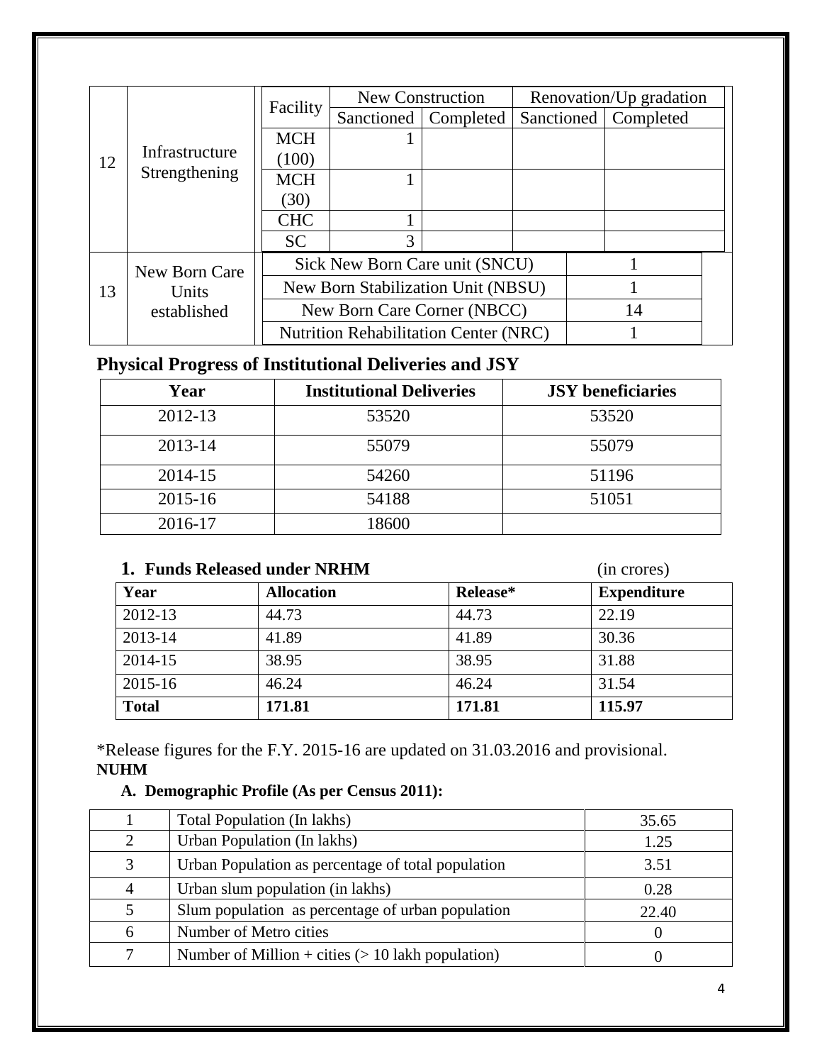| | | | | | | |
|---|---|---|---|---|---|---|
| 12 | Infrastructure Strengthening | Facility | New Construction | | Renovation/Up gradation | |
| | | | Sanctioned | Completed | Sanctioned | Completed |
| | | MCH (100) | 1 | | | |
| | | MCH (30) | 1 | | | |
| | | CHC | 1 | | | |
| | | SC | 3 | | | |
| 13 | New Born Care Units established | Sick New Born Care unit (SNCU) | | | 1 | |
| | | New Born Stabilization Unit (NBSU) | | | 1 | |
| | | New Born Care Corner (NBCC) | | | 14 | |
| | | Nutrition Rehabilitation Center (NRC) | | | 1 | |

## Physical Progress of Institutional Deliveries and JSY

| Year | Institutional Deliveries | JSY beneficiaries |
|---|---|---|
| 2012-13 | 53520 | 53520 |
| 2013-14 | 55079 | 55079 |
| 2014-15 | 54260 | 51196 |
| 2015-16 | 54188 | 51051 |
| 2016-17 | 18600 | |

### 1. Funds Released under NRHM

(in crores)

| Year | Allocation | Release* | Expenditure |
|---|---|---|---|
| 2012-13 | 44.73 | 44.73 | 22.19 |
| 2013-14 | 41.89 | 41.89 | 30.36 |
| 2014-15 | 38.95 | 38.95 | 31.88 |
| 2015-16 | 46.24 | 46.24 | 31.54 |
| **Total** | **171.81** | **171.81** | **115.97** |

*Release figures for the F.Y. 2015-16 are updated on 31.03.2016 and provisional.

**NUHM**

### A. Demographic Profile (As per Census 2011):

| | | |
|---|---|---|
| 1 | Total Population (In lakhs) | 35.65 |
| 2 | Urban Population (In lakhs) | 1.25 |
| 3 | Urban Population as percentage of total population | 3.51 |
| 4 | Urban slum population (in lakhs) | 0.28 |
| 5 | Slum population as percentage of urban population | 22.40 |
| 6 | Number of Metro cities | 0 |
| 7 | Number of Million + cities (> 10 lakh population) | 0 |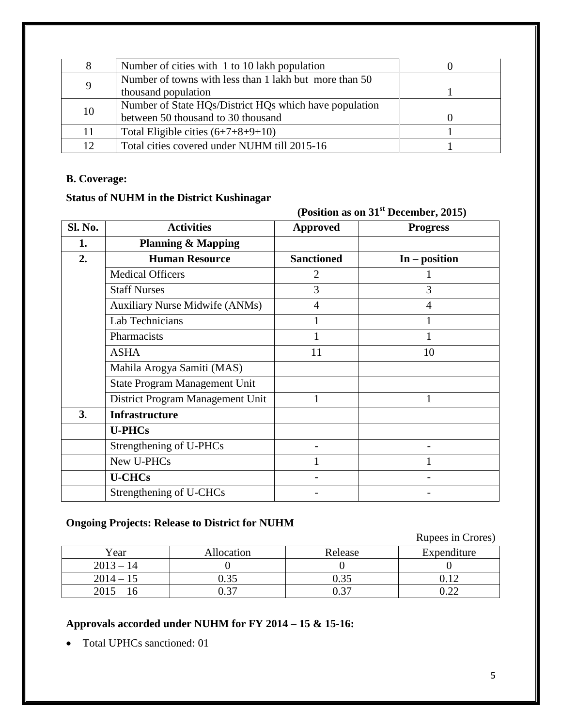| | | |
|---|---|---|
| 8 | Number of cities with 1 to 10 lakh population | 0 |
| 9 | Number of towns with less than 1 lakh but more than 50 thousand population | 1 |
| 10 | Number of State HQs/District HQs which have population between 50 thousand to 30 thousand | 0 |
| 11 | Total Eligible cities (6+7+8+9+10) | 1 |
| 12 | Total cities covered under NUHM till 2015-16 | 1 |

**B. Coverage:**

**Status of NUHM in the District Kushinagar**

**(Position as on 31st December, 2015)**

| Sl. No. | Activities | Approved | Progress |
|---|---|---|---|
| **1.** | **Planning & Mapping** | | |
| **2.** | **Human Resource** | **Sanctioned** | **In – position** |
| | Medical Officers | 2 | 1 |
| | Staff Nurses | 3 | 3 |
| | Auxiliary Nurse Midwife (ANMs) | 4 | 4 |
| | Lab Technicians | 1 | 1 |
| | Pharmacists | 1 | 1 |
| | ASHA | 11 | 10 |
| | Mahila Arogya Samiti (MAS) | | |
| | State Program Management Unit | | |
| | District Program Management Unit | 1 | 1 |
| **3.** | **Infrastructure** | | |
| | **U-PHCs** | | |
| | Strengthening of U-PHCs | - | - |
| | New U-PHCs | 1 | 1 |
| | **U-CHCs** | - | - |
| | Strengthening of U-CHCs | - | - |

**Ongoing Projects: Release to District for NUHM**

Rupees in Crores)

| Year | Allocation | Release | Expenditure |
|---|---|---|---|
| 2013 – 14 | 0 | 0 | 0 |
| 2014 – 15 | 0.35 | 0.35 | 0.12 |
| 2015 – 16 | 0.37 | 0.37 | 0.22 |

**Approvals accorded under NUHM for FY 2014 – 15 & 15-16:**

- Total UPHCs sanctioned: 01